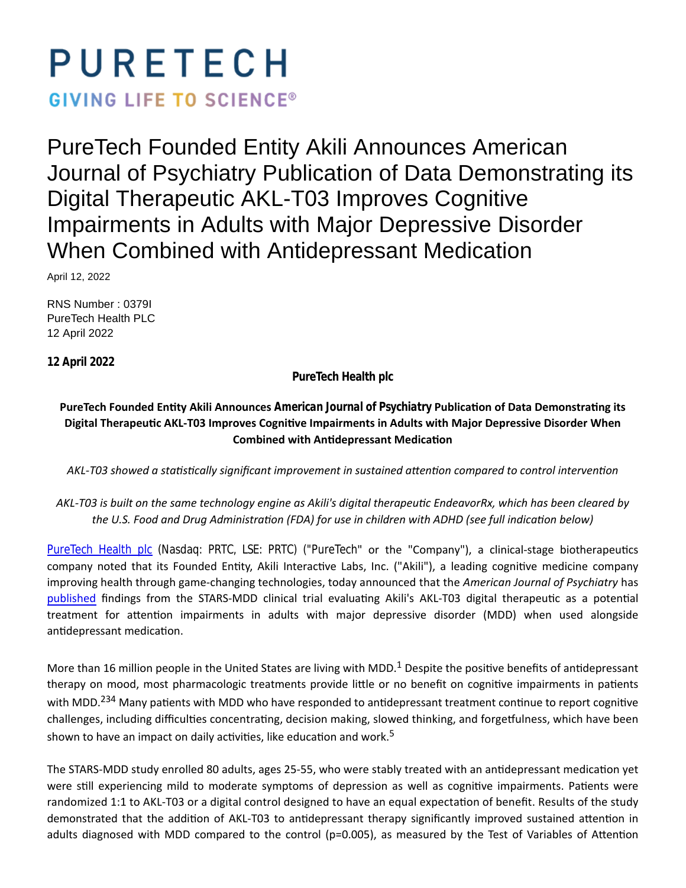# PURETECH

GIVING LIFE TO SCIENCE®

# PureTech Founded Entity Akili Announces American Journal of Psychiatry Publication of Data Demonstrating its Digital Therapeutic AKL-T03 Improves Cognitive Impairments in Adults with Major Depressive Disorder When Combined with Antidepressant Medication

April 12, 2022

RNS Number : 0379I
PureTech Health PLC
12 April 2022

**12 April 2022**

**PureTech Health plc**

**PureTech Founded Entity Akili Announces *American Journal of Psychiatry* Publication of Data Demonstrating its Digital Therapeutic AKL-T03 Improves Cognitive Impairments in Adults with Major Depressive Disorder When Combined with Antidepressant Medication**

*AKL-T03 showed a statistically significant improvement in sustained attention compared to control intervention*

*AKL-T03 is built on the same technology engine as Akili's digital therapeutic EndeavorRx, which has been cleared by the U.S. Food and Drug Administration (FDA) for use in children with ADHD (see full indication below)*

PureTech Health plc (Nasdaq: PRTC, LSE: PRTC) ("PureTech" or the "Company"), a clinical-stage biotherapeutics company noted that its Founded Entity, Akili Interactive Labs, Inc. ("Akili"), a leading cognitive medicine company improving health through game-changing technologies, today announced that the *American Journal of Psychiatry* has published findings from the STARS-MDD clinical trial evaluating Akili's AKL-T03 digital therapeutic as a potential treatment for attention impairments in adults with major depressive disorder (MDD) when used alongside antidepressant medication.

More than 16 million people in the United States are living with MDD.[1] Despite the positive benefits of antidepressant therapy on mood, most pharmacologic treatments provide little or no benefit on cognitive impairments in patients with MDD.[2,3,4] Many patients with MDD who have responded to antidepressant treatment continue to report cognitive challenges, including difficulties concentrating, decision making, slowed thinking, and forgetfulness, which have been shown to have an impact on daily activities, like education and work.[5]

The STARS-MDD study enrolled 80 adults, ages 25-55, who were stably treated with an antidepressant medication yet were still experiencing mild to moderate symptoms of depression as well as cognitive impairments. Patients were randomized 1:1 to AKL-T03 or a digital control designed to have an equal expectation of benefit. Results of the study demonstrated that the addition of AKL-T03 to antidepressant therapy significantly improved sustained attention in adults diagnosed with MDD compared to the control ($p=0.005$), as measured by the Test of Variables of Attention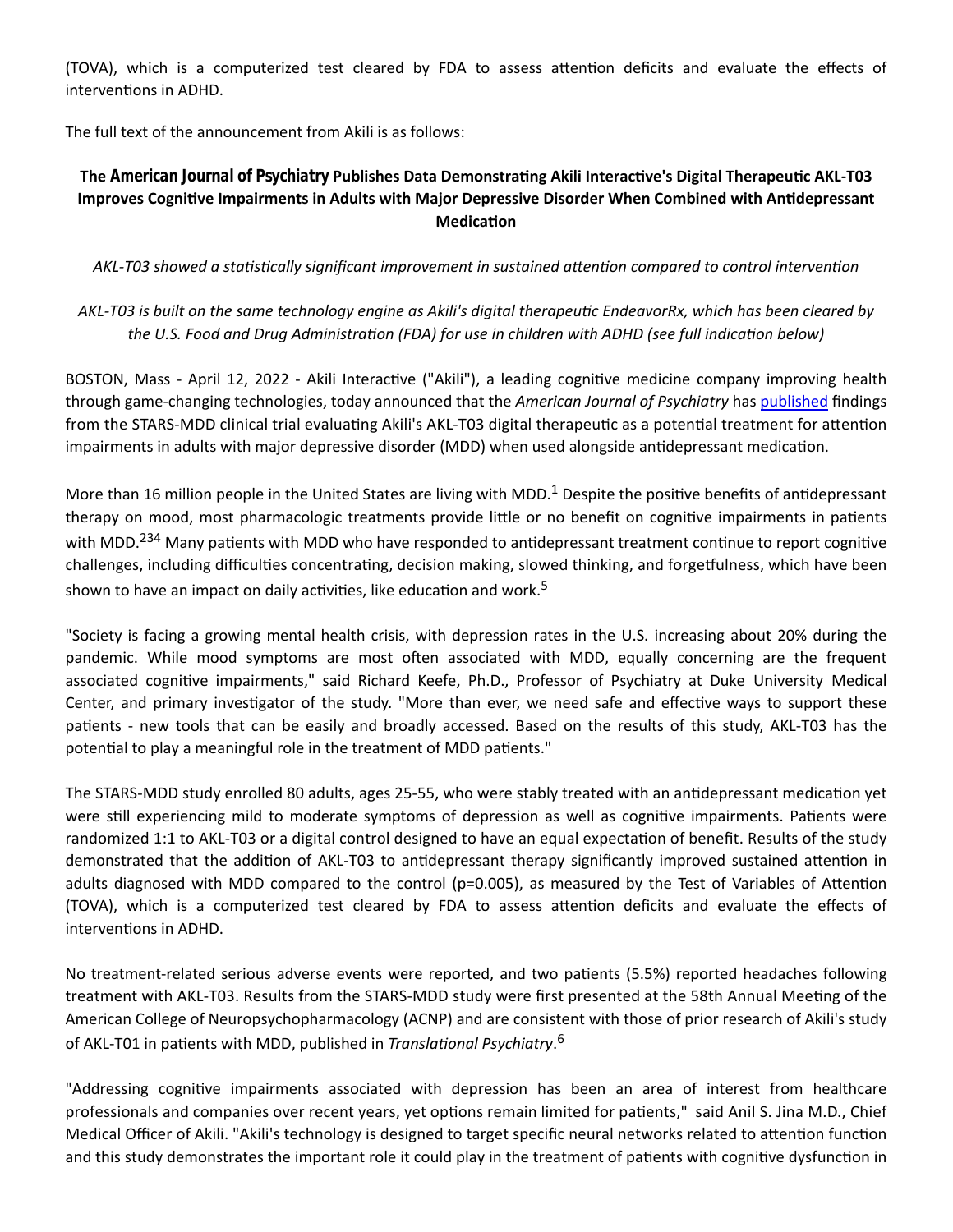(TOVA), which is a computerized test cleared by FDA to assess attention deficits and evaluate the effects of interventions in ADHD.

The full text of the announcement from Akili is as follows:

### The *American Journal of Psychiatry* Publishes Data Demonstrating Akili Interactive's Digital Therapeutic AKL-T03 Improves Cognitive Impairments in Adults with Major Depressive Disorder When Combined with Antidepressant Medication

*AKL-T03 showed a statistically significant improvement in sustained attention compared to control intervention*

*AKL-T03 is built on the same technology engine as Akili's digital therapeutic EndeavorRx, which has been cleared by the U.S. Food and Drug Administration (FDA) for use in children with ADHD (see full indication below)*

BOSTON, Mass - April 12, 2022 - Akili Interactive ("Akili"), a leading cognitive medicine company improving health through game-changing technologies, today announced that the *American Journal of Psychiatry* has published findings from the STARS-MDD clinical trial evaluating Akili's AKL-T03 digital therapeutic as a potential treatment for attention impairments in adults with major depressive disorder (MDD) when used alongside antidepressant medication.

More than 16 million people in the United States are living with MDD.[1] Despite the positive benefits of antidepressant therapy on mood, most pharmacologic treatments provide little or no benefit on cognitive impairments in patients with MDD.[2,3,4] Many patients with MDD who have responded to antidepressant treatment continue to report cognitive challenges, including difficulties concentrating, decision making, slowed thinking, and forgetfulness, which have been shown to have an impact on daily activities, like education and work.[5]

"Society is facing a growing mental health crisis, with depression rates in the U.S. increasing about 20% during the pandemic. While mood symptoms are most often associated with MDD, equally concerning are the frequent associated cognitive impairments," said Richard Keefe, Ph.D., Professor of Psychiatry at Duke University Medical Center, and primary investigator of the study. "More than ever, we need safe and effective ways to support these patients - new tools that can be easily and broadly accessed. Based on the results of this study, AKL-T03 has the potential to play a meaningful role in the treatment of MDD patients."

The STARS-MDD study enrolled 80 adults, ages 25-55, who were stably treated with an antidepressant medication yet were still experiencing mild to moderate symptoms of depression as well as cognitive impairments. Patients were randomized 1:1 to AKL-T03 or a digital control designed to have an equal expectation of benefit. Results of the study demonstrated that the addition of AKL-T03 to antidepressant therapy significantly improved sustained attention in adults diagnosed with MDD compared to the control ($p=0.005$), as measured by the Test of Variables of Attention (TOVA), which is a computerized test cleared by FDA to assess attention deficits and evaluate the effects of interventions in ADHD.

No treatment-related serious adverse events were reported, and two patients (5.5%) reported headaches following treatment with AKL-T03. Results from the STARS-MDD study were first presented at the 58th Annual Meeting of the American College of Neuropsychopharmacology (ACNP) and are consistent with those of prior research of Akili's study of AKL-T01 in patients with MDD, published in *Translational Psychiatry*.[6]

"Addressing cognitive impairments associated with depression has been an area of interest from healthcare professionals and companies over recent years, yet options remain limited for patients," said Anil S. Jina M.D., Chief Medical Officer of Akili. "Akili's technology is designed to target specific neural networks related to attention function and this study demonstrates the important role it could play in the treatment of patients with cognitive dysfunction in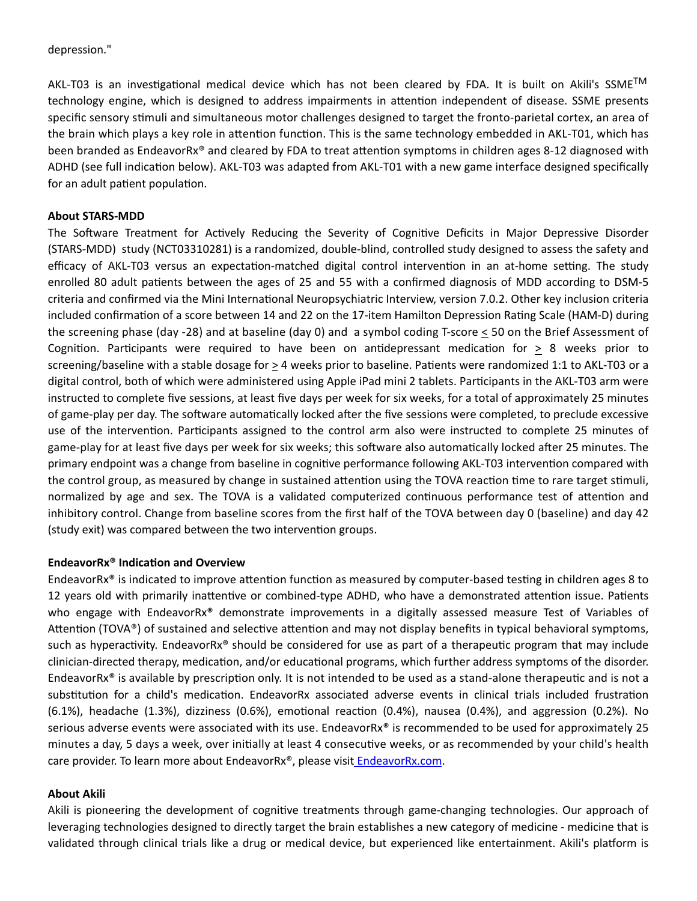depression."

AKL-T03 is an investigational medical device which has not been cleared by FDA. It is built on Akili's SSME™ technology engine, which is designed to address impairments in attention independent of disease. SSME presents specific sensory stimuli and simultaneous motor challenges designed to target the fronto-parietal cortex, an area of the brain which plays a key role in attention function. This is the same technology embedded in AKL-T01, which has been branded as EndeavorRx® and cleared by FDA to treat attention symptoms in children ages 8-12 diagnosed with ADHD (see full indication below). AKL-T03 was adapted from AKL-T01 with a new game interface designed specifically for an adult patient population.

**About STARS-MDD**

The Software Treatment for Actively Reducing the Severity of Cognitive Deficits in Major Depressive Disorder (STARS-MDD) study (NCT03310281) is a randomized, double-blind, controlled study designed to assess the safety and efficacy of AKL-T03 versus an expectation-matched digital control intervention in an at-home setting. The study enrolled 80 adult patients between the ages of 25 and 55 with a confirmed diagnosis of MDD according to DSM-5 criteria and confirmed via the Mini International Neuropsychiatric Interview, version 7.0.2. Other key inclusion criteria included confirmation of a score between 14 and 22 on the 17-item Hamilton Depression Rating Scale (HAM-D) during the screening phase (day -28) and at baseline (day 0) and a symbol coding T-score ≤ 50 on the Brief Assessment of Cognition. Participants were required to have been on antidepressant medication for ≥ 8 weeks prior to screening/baseline with a stable dosage for ≥ 4 weeks prior to baseline. Patients were randomized 1:1 to AKL-T03 or a digital control, both of which were administered using Apple iPad mini 2 tablets. Participants in the AKL-T03 arm were instructed to complete five sessions, at least five days per week for six weeks, for a total of approximately 25 minutes of game-play per day. The software automatically locked after the five sessions were completed, to preclude excessive use of the intervention. Participants assigned to the control arm also were instructed to complete 25 minutes of game-play for at least five days per week for six weeks; this software also automatically locked after 25 minutes. The primary endpoint was a change from baseline in cognitive performance following AKL-T03 intervention compared with the control group, as measured by change in sustained attention using the TOVA reaction time to rare target stimuli, normalized by age and sex. The TOVA is a validated computerized continuous performance test of attention and inhibitory control. Change from baseline scores from the first half of the TOVA between day 0 (baseline) and day 42 (study exit) was compared between the two intervention groups.

**EndeavorRx® Indication and Overview**

EndeavorRx® is indicated to improve attention function as measured by computer-based testing in children ages 8 to 12 years old with primarily inattentive or combined-type ADHD, who have a demonstrated attention issue. Patients who engage with EndeavorRx® demonstrate improvements in a digitally assessed measure Test of Variables of Attention (TOVA®) of sustained and selective attention and may not display benefits in typical behavioral symptoms, such as hyperactivity. EndeavorRx® should be considered for use as part of a therapeutic program that may include clinician-directed therapy, medication, and/or educational programs, which further address symptoms of the disorder. EndeavorRx® is available by prescription only. It is not intended to be used as a stand-alone therapeutic and is not a substitution for a child's medication. EndeavorRx associated adverse events in clinical trials included frustration (6.1%), headache (1.3%), dizziness (0.6%), emotional reaction (0.4%), nausea (0.4%), and aggression (0.2%). No serious adverse events were associated with its use. EndeavorRx® is recommended to be used for approximately 25 minutes a day, 5 days a week, over initially at least 4 consecutive weeks, or as recommended by your child's health care provider. To learn more about EndeavorRx®, please visit [EndeavorRx.com](EndeavorRx.com).

**About Akili**

Akili is pioneering the development of cognitive treatments through game-changing technologies. Our approach of leveraging technologies designed to directly target the brain establishes a new category of medicine - medicine that is validated through clinical trials like a drug or medical device, but experienced like entertainment. Akili's platform is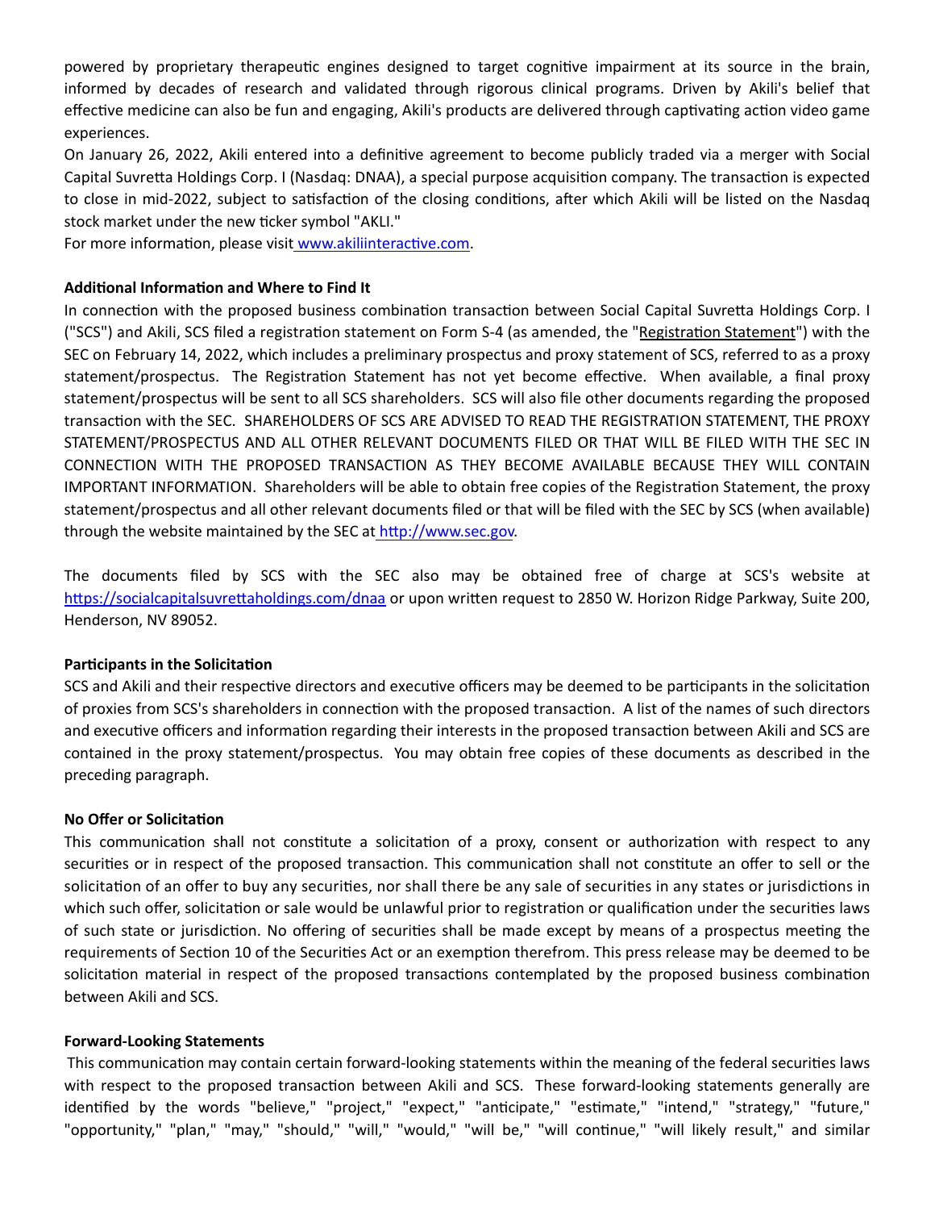powered by proprietary therapeutic engines designed to target cognitive impairment at its source in the brain, informed by decades of research and validated through rigorous clinical programs. Driven by Akili's belief that effective medicine can also be fun and engaging, Akili's products are delivered through captivating action video game experiences.

On January 26, 2022, Akili entered into a definitive agreement to become publicly traded via a merger with Social Capital Suvretta Holdings Corp. I (Nasdaq: DNAA), a special purpose acquisition company. The transaction is expected to close in mid-2022, subject to satisfaction of the closing conditions, after which Akili will be listed on the Nasdaq stock market under the new ticker symbol "AKLI."

For more information, please visit www.akiliinteractive.com.

**Additional Information and Where to Find It**

In connection with the proposed business combination transaction between Social Capital Suvretta Holdings Corp. I ("SCS") and Akili, SCS filed a registration statement on Form S-4 (as amended, the "Registration Statement") with the SEC on February 14, 2022, which includes a preliminary prospectus and proxy statement of SCS, referred to as a proxy statement/prospectus. The Registration Statement has not yet become effective. When available, a final proxy statement/prospectus will be sent to all SCS shareholders. SCS will also file other documents regarding the proposed transaction with the SEC. SHAREHOLDERS OF SCS ARE ADVISED TO READ THE REGISTRATION STATEMENT, THE PROXY STATEMENT/PROSPECTUS AND ALL OTHER RELEVANT DOCUMENTS FILED OR THAT WILL BE FILED WITH THE SEC IN CONNECTION WITH THE PROPOSED TRANSACTION AS THEY BECOME AVAILABLE BECAUSE THEY WILL CONTAIN IMPORTANT INFORMATION. Shareholders will be able to obtain free copies of the Registration Statement, the proxy statement/prospectus and all other relevant documents filed or that will be filed with the SEC by SCS (when available) through the website maintained by the SEC at http://www.sec.gov.

The documents filed by SCS with the SEC also may be obtained free of charge at SCS's website at https://socialcapitalsuvrettaholdings.com/dnaa or upon written request to 2850 W. Horizon Ridge Parkway, Suite 200, Henderson, NV 89052.

**Participants in the Solicitation**

SCS and Akili and their respective directors and executive officers may be deemed to be participants in the solicitation of proxies from SCS's shareholders in connection with the proposed transaction. A list of the names of such directors and executive officers and information regarding their interests in the proposed transaction between Akili and SCS are contained in the proxy statement/prospectus. You may obtain free copies of these documents as described in the preceding paragraph.

**No Offer or Solicitation**

This communication shall not constitute a solicitation of a proxy, consent or authorization with respect to any securities or in respect of the proposed transaction. This communication shall not constitute an offer to sell or the solicitation of an offer to buy any securities, nor shall there be any sale of securities in any states or jurisdictions in which such offer, solicitation or sale would be unlawful prior to registration or qualification under the securities laws of such state or jurisdiction. No offering of securities shall be made except by means of a prospectus meeting the requirements of Section 10 of the Securities Act or an exemption therefrom. This press release may be deemed to be solicitation material in respect of the proposed transactions contemplated by the proposed business combination between Akili and SCS.

**Forward-Looking Statements**

This communication may contain certain forward-looking statements within the meaning of the federal securities laws with respect to the proposed transaction between Akili and SCS. These forward-looking statements generally are identified by the words "believe," "project," "expect," "anticipate," "estimate," "intend," "strategy," "future," "opportunity," "plan," "may," "should," "will," "would," "will be," "will continue," "will likely result," and similar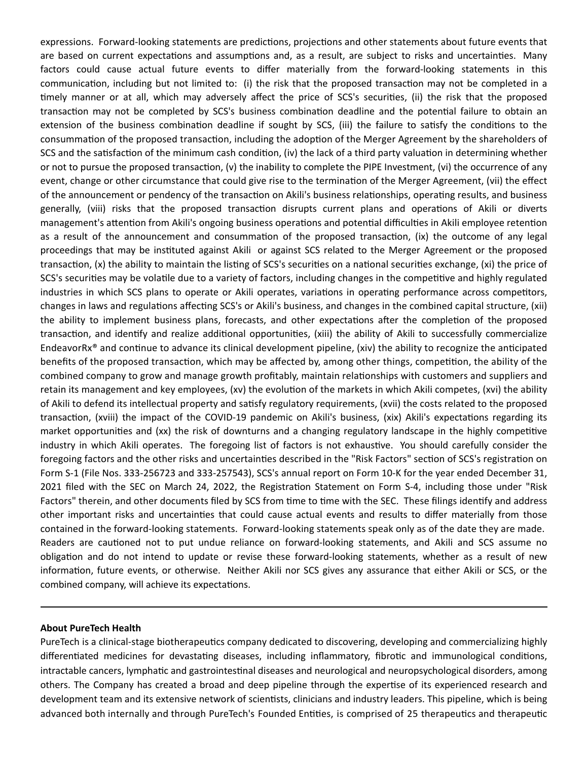expressions. Forward-looking statements are predictions, projections and other statements about future events that are based on current expectations and assumptions and, as a result, are subject to risks and uncertainties. Many factors could cause actual future events to differ materially from the forward-looking statements in this communication, including but not limited to: (i) the risk that the proposed transaction may not be completed in a timely manner or at all, which may adversely affect the price of SCS's securities, (ii) the risk that the proposed transaction may not be completed by SCS's business combination deadline and the potential failure to obtain an extension of the business combination deadline if sought by SCS, (iii) the failure to satisfy the conditions to the consummation of the proposed transaction, including the adoption of the Merger Agreement by the shareholders of SCS and the satisfaction of the minimum cash condition, (iv) the lack of a third party valuation in determining whether or not to pursue the proposed transaction, (v) the inability to complete the PIPE Investment, (vi) the occurrence of any event, change or other circumstance that could give rise to the termination of the Merger Agreement, (vii) the effect of the announcement or pendency of the transaction on Akili's business relationships, operating results, and business generally, (viii) risks that the proposed transaction disrupts current plans and operations of Akili or diverts management's attention from Akili's ongoing business operations and potential difficulties in Akili employee retention as a result of the announcement and consummation of the proposed transaction, (ix) the outcome of any legal proceedings that may be instituted against Akili or against SCS related to the Merger Agreement or the proposed transaction, (x) the ability to maintain the listing of SCS's securities on a national securities exchange, (xi) the price of SCS's securities may be volatile due to a variety of factors, including changes in the competitive and highly regulated industries in which SCS plans to operate or Akili operates, variations in operating performance across competitors, changes in laws and regulations affecting SCS's or Akili's business, and changes in the combined capital structure, (xii) the ability to implement business plans, forecasts, and other expectations after the completion of the proposed transaction, and identify and realize additional opportunities, (xiii) the ability of Akili to successfully commercialize EndeavorRx® and continue to advance its clinical development pipeline, (xiv) the ability to recognize the anticipated benefits of the proposed transaction, which may be affected by, among other things, competition, the ability of the combined company to grow and manage growth profitably, maintain relationships with customers and suppliers and retain its management and key employees, (xv) the evolution of the markets in which Akili competes, (xvi) the ability of Akili to defend its intellectual property and satisfy regulatory requirements, (xvii) the costs related to the proposed transaction, (xviii) the impact of the COVID-19 pandemic on Akili's business, (xix) Akili's expectations regarding its market opportunities and (xx) the risk of downturns and a changing regulatory landscape in the highly competitive industry in which Akili operates. The foregoing list of factors is not exhaustive. You should carefully consider the foregoing factors and the other risks and uncertainties described in the "Risk Factors" section of SCS's registration on Form S-1 (File Nos. 333-256723 and 333-257543), SCS's annual report on Form 10-K for the year ended December 31, 2021 filed with the SEC on March 24, 2022, the Registration Statement on Form S-4, including those under "Risk Factors" therein, and other documents filed by SCS from time to time with the SEC. These filings identify and address other important risks and uncertainties that could cause actual events and results to differ materially from those contained in the forward-looking statements. Forward-looking statements speak only as of the date they are made. Readers are cautioned not to put undue reliance on forward-looking statements, and Akili and SCS assume no obligation and do not intend to update or revise these forward-looking statements, whether as a result of new information, future events, or otherwise. Neither Akili nor SCS gives any assurance that either Akili or SCS, or the combined company, will achieve its expectations.

---

**About PureTech Health**

PureTech is a clinical-stage biotherapeutics company dedicated to discovering, developing and commercializing highly differentiated medicines for devastating diseases, including inflammatory, fibrotic and immunological conditions, intractable cancers, lymphatic and gastrointestinal diseases and neurological and neuropsychological disorders, among others. The Company has created a broad and deep pipeline through the expertise of its experienced research and development team and its extensive network of scientists, clinicians and industry leaders. This pipeline, which is being advanced both internally and through PureTech's Founded Entities, is comprised of 25 therapeutics and therapeutic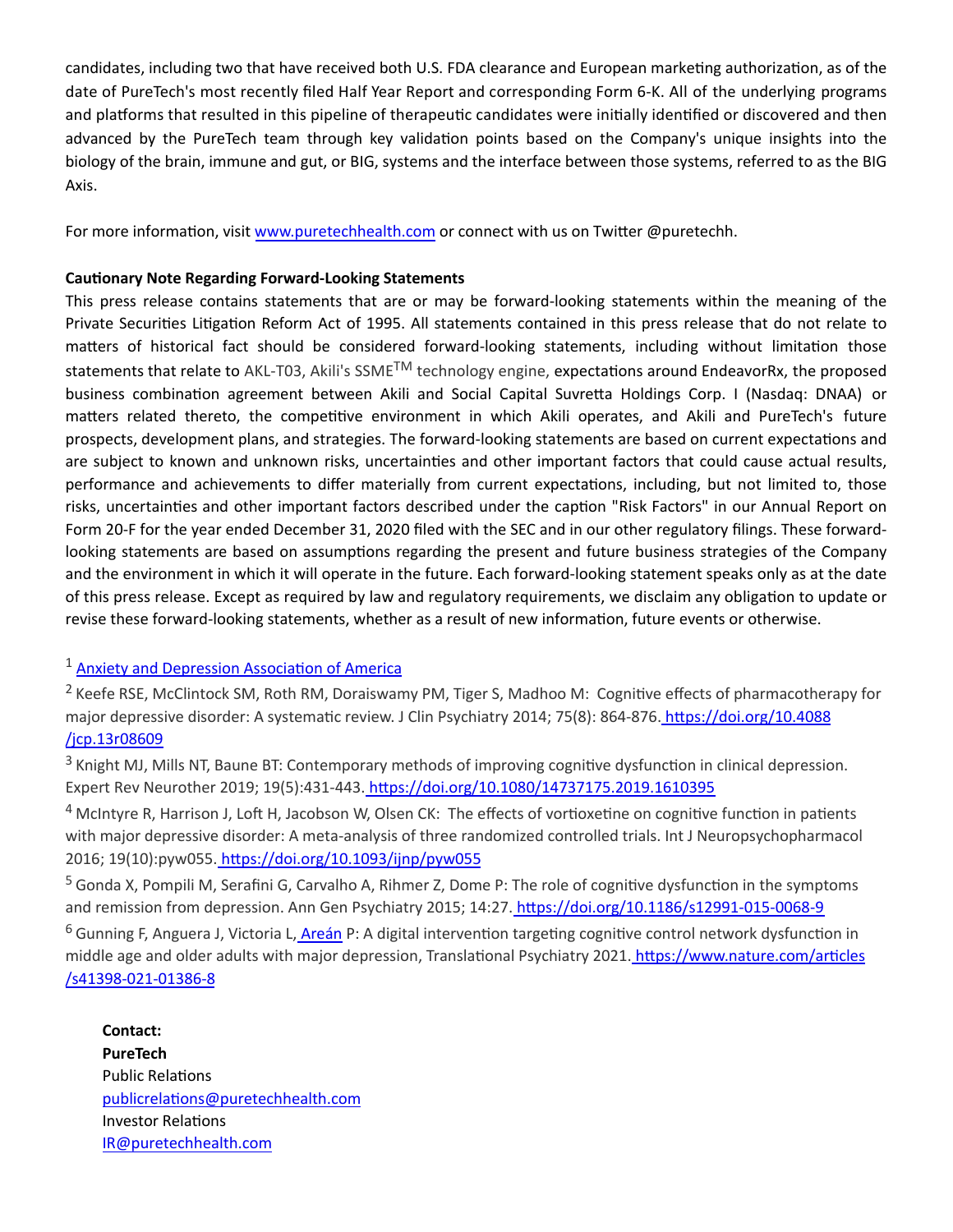candidates, including two that have received both U.S. FDA clearance and European marketing authorization, as of the date of PureTech's most recently filed Half Year Report and corresponding Form 6-K. All of the underlying programs and platforms that resulted in this pipeline of therapeutic candidates were initially identified or discovered and then advanced by the PureTech team through key validation points based on the Company's unique insights into the biology of the brain, immune and gut, or BIG, systems and the interface between those systems, referred to as the BIG Axis.

For more information, visit [www.puretechhealth.com](www.puretechhealth.com) or connect with us on Twitter @puretechh.

**Cautionary Note Regarding Forward-Looking Statements**

This press release contains statements that are or may be forward-looking statements within the meaning of the Private Securities Litigation Reform Act of 1995. All statements contained in this press release that do not relate to matters of historical fact should be considered forward-looking statements, including without limitation those statements that relate to AKL-T03, Akili's SSME™ technology engine, expectations around EndeavorRx, the proposed business combination agreement between Akili and Social Capital Suvretta Holdings Corp. I (Nasdaq: DNAA) or matters related thereto, the competitive environment in which Akili operates, and Akili and PureTech's future prospects, development plans, and strategies. The forward-looking statements are based on current expectations and are subject to known and unknown risks, uncertainties and other important factors that could cause actual results, performance and achievements to differ materially from current expectations, including, but not limited to, those risks, uncertainties and other important factors described under the caption "Risk Factors" in our Annual Report on Form 20-F for the year ended December 31, 2020 filed with the SEC and in our other regulatory filings. These forward-looking statements are based on assumptions regarding the present and future business strategies of the Company and the environment in which it will operate in the future. Each forward-looking statement speaks only as at the date of this press release. Except as required by law and regulatory requirements, we disclaim any obligation to update or revise these forward-looking statements, whether as a result of new information, future events or otherwise.

[1] Anxiety and Depression Association of America

[2] Keefe RSE, McClintock SM, Roth RM, Doraiswamy PM, Tiger S, Madhoo M: Cognitive effects of pharmacotherapy for major depressive disorder: A systematic review. J Clin Psychiatry 2014; 75(8): 864-876. https://doi.org/10.4088/jcp.13r08609

[3] Knight MJ, Mills NT, Baune BT: Contemporary methods of improving cognitive dysfunction in clinical depression. Expert Rev Neurother 2019; 19(5):431-443. https://doi.org/10.1080/14737175.2019.1610395

[4] McIntyre R, Harrison J, Loft H, Jacobson W, Olsen CK: The effects of vortioxetine on cognitive function in patients with major depressive disorder: A meta-analysis of three randomized controlled trials. Int J Neuropsychopharmacol 2016; 19(10):pyw055. https://doi.org/10.1093/ijnp/pyw055

[5] Gonda X, Pompili M, Serafini G, Carvalho A, Rihmer Z, Dome P: The role of cognitive dysfunction in the symptoms and remission from depression. Ann Gen Psychiatry 2015; 14:27. https://doi.org/10.1186/s12991-015-0068-9

[6] Gunning F, Anguera J, Victoria L, Areán P: A digital intervention targeting cognitive control network dysfunction in middle age and older adults with major depression, Translational Psychiatry 2021. https://www.nature.com/articles/s41398-021-01386-8

**Contact:**
**PureTech**
Public Relations
publicrelations@puretechhealth.com
Investor Relations
IR@puretechhealth.com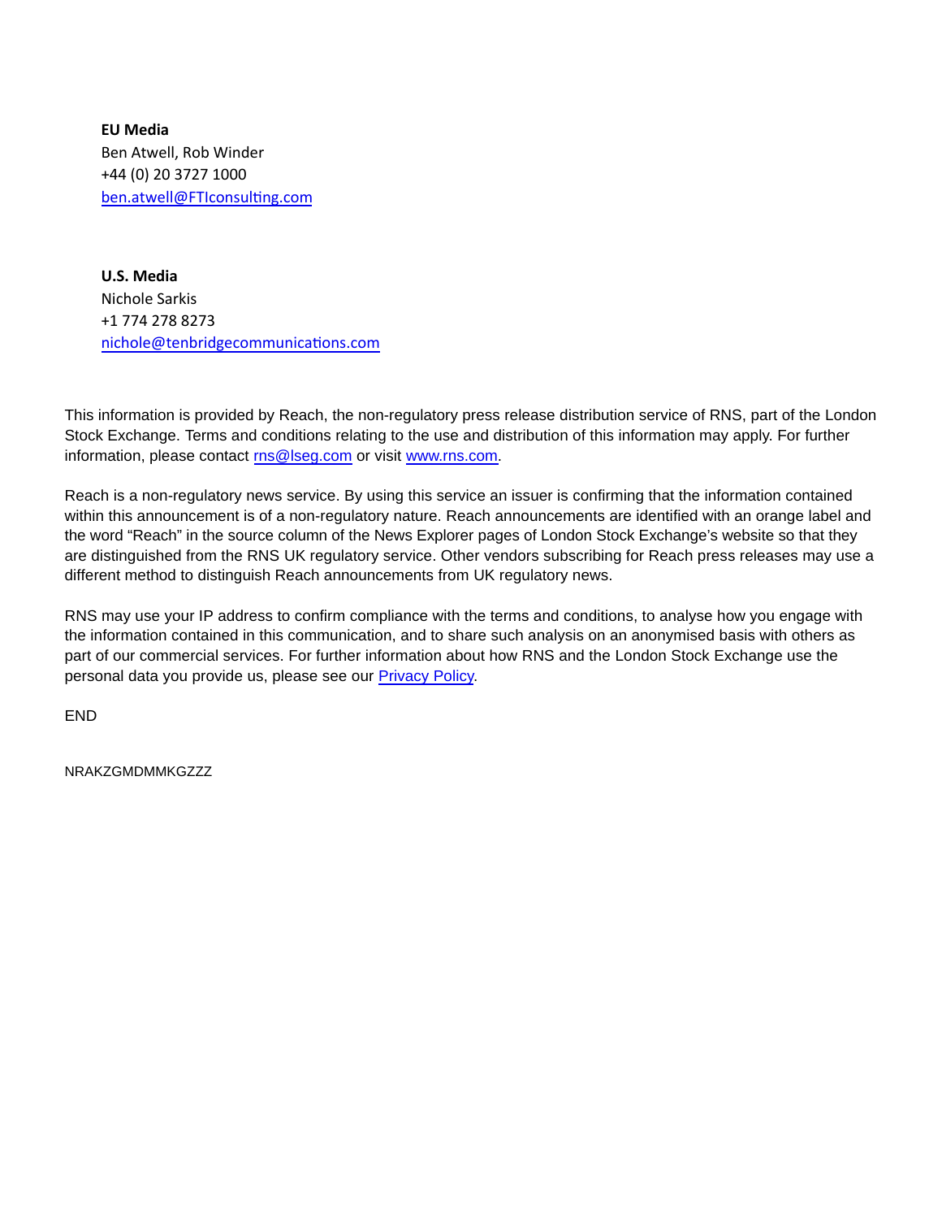**EU Media**
Ben Atwell, Rob Winder
+44 (0) 20 3727 1000
ben.atwell@FTIconsulting.com

**U.S. Media**
Nichole Sarkis
+1 774 278 8273
nichole@tenbridgecommunications.com

This information is provided by Reach, the non-regulatory press release distribution service of RNS, part of the London Stock Exchange. Terms and conditions relating to the use and distribution of this information may apply. For further information, please contact rns@lseg.com or visit www.rns.com.

Reach is a non-regulatory news service. By using this service an issuer is confirming that the information contained within this announcement is of a non-regulatory nature. Reach announcements are identified with an orange label and the word "Reach" in the source column of the News Explorer pages of London Stock Exchange's website so that they are distinguished from the RNS UK regulatory service. Other vendors subscribing for Reach press releases may use a different method to distinguish Reach announcements from UK regulatory news.

RNS may use your IP address to confirm compliance with the terms and conditions, to analyse how you engage with the information contained in this communication, and to share such analysis on an anonymised basis with others as part of our commercial services. For further information about how RNS and the London Stock Exchange use the personal data you provide us, please see our Privacy Policy.

END

NRAKZGMDMMKGZZZ